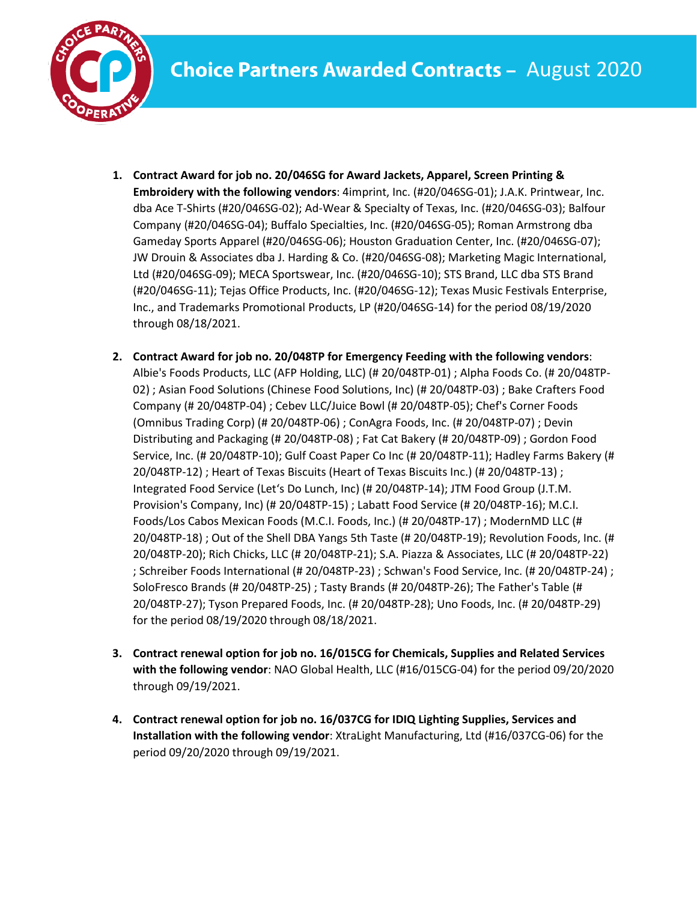# Choice Partners Awarded Contracts – August 2020

1. **Contract Award for job no. 20/046SG for Award Jackets, Apparel, Screen Printing & Embroidery with the following vendors**: 4imprint, Inc. (#20/046SG-01); J.A.K. Printwear, Inc. dba Ace T-Shirts (#20/046SG-02); Ad-Wear & Specialty of Texas, Inc. (#20/046SG-03); Balfour Company (#20/046SG-04); Buffalo Specialties, Inc. (#20/046SG-05); Roman Armstrong dba Gameday Sports Apparel (#20/046SG-06); Houston Graduation Center, Inc. (#20/046SG-07); JW Drouin & Associates dba J. Harding & Co. (#20/046SG-08); Marketing Magic International, Ltd (#20/046SG-09); MECA Sportswear, Inc. (#20/046SG-10); STS Brand, LLC dba STS Brand (#20/046SG-11); Tejas Office Products, Inc. (#20/046SG-12); Texas Music Festivals Enterprise, Inc., and Trademarks Promotional Products, LP (#20/046SG-14) for the period 08/19/2020 through 08/18/2021.

2. **Contract Award for job no. 20/048TP for Emergency Feeding with the following vendors**: Albie's Foods Products, LLC (AFP Holding, LLC) (# 20/048TP-01) ; Alpha Foods Co. (# 20/048TP-02) ; Asian Food Solutions (Chinese Food Solutions, Inc) (# 20/048TP-03) ; Bake Crafters Food Company (# 20/048TP-04) ; Cebev LLC/Juice Bowl (# 20/048TP-05); Chef's Corner Foods (Omnibus Trading Corp) (# 20/048TP-06) ; ConAgra Foods, Inc. (# 20/048TP-07) ; Devin Distributing and Packaging (# 20/048TP-08) ; Fat Cat Bakery (# 20/048TP-09) ; Gordon Food Service, Inc. (# 20/048TP-10); Gulf Coast Paper Co Inc (# 20/048TP-11); Hadley Farms Bakery (# 20/048TP-12) ; Heart of Texas Biscuits (Heart of Texas Biscuits Inc.) (# 20/048TP-13) ; Integrated Food Service (Let's Do Lunch, Inc) (# 20/048TP-14); JTM Food Group (J.T.M. Provision's Company, Inc) (# 20/048TP-15) ; Labatt Food Service (# 20/048TP-16); M.C.I. Foods/Los Cabos Mexican Foods (M.C.I. Foods, Inc.) (# 20/048TP-17) ; ModernMD LLC (# 20/048TP-18) ; Out of the Shell DBA Yangs 5th Taste (# 20/048TP-19); Revolution Foods, Inc. (# 20/048TP-20); Rich Chicks, LLC (# 20/048TP-21); S.A. Piazza & Associates, LLC (# 20/048TP-22) ; Schreiber Foods International (# 20/048TP-23) ; Schwan's Food Service, Inc. (# 20/048TP-24) ; SoloFresco Brands (# 20/048TP-25) ; Tasty Brands (# 20/048TP-26); The Father's Table (# 20/048TP-27); Tyson Prepared Foods, Inc. (# 20/048TP-28); Uno Foods, Inc. (# 20/048TP-29) for the period 08/19/2020 through 08/18/2021.

3. **Contract renewal option for job no. 16/015CG for Chemicals, Supplies and Related Services with the following vendor**: NAO Global Health, LLC (#16/015CG-04) for the period 09/20/2020 through 09/19/2021.

4. **Contract renewal option for job no. 16/037CG for IDIQ Lighting Supplies, Services and Installation with the following vendor**: XtraLight Manufacturing, Ltd (#16/037CG-06) for the period 09/20/2020 through 09/19/2021.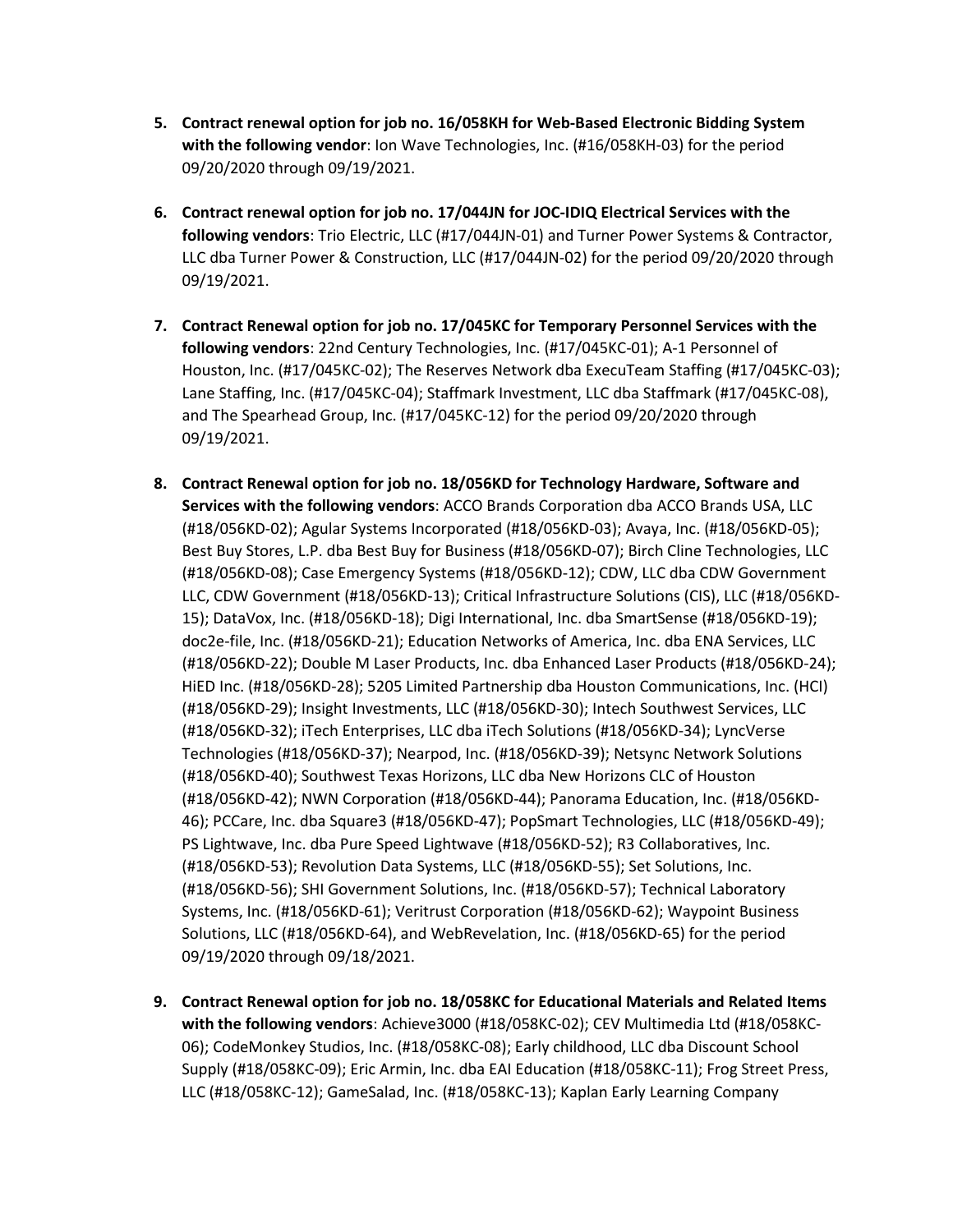5. **Contract renewal option for job no. 16/058KH for Web-Based Electronic Bidding System with the following vendor**: Ion Wave Technologies, Inc. (#16/058KH-03) for the period 09/20/2020 through 09/19/2021.

6. **Contract renewal option for job no. 17/044JN for JOC-IDIQ Electrical Services with the following vendors**: Trio Electric, LLC (#17/044JN-01) and Turner Power Systems & Contractor, LLC dba Turner Power & Construction, LLC (#17/044JN-02) for the period 09/20/2020 through 09/19/2021.

7. **Contract Renewal option for job no. 17/045KC for Temporary Personnel Services with the following vendors**: 22nd Century Technologies, Inc. (#17/045KC-01); A-1 Personnel of Houston, Inc. (#17/045KC-02); The Reserves Network dba ExecuTeam Staffing (#17/045KC-03); Lane Staffing, Inc. (#17/045KC-04); Staffmark Investment, LLC dba Staffmark (#17/045KC-08), and The Spearhead Group, Inc. (#17/045KC-12) for the period 09/20/2020 through 09/19/2021.

8. **Contract Renewal option for job no. 18/056KD for Technology Hardware, Software and Services with the following vendors**: ACCO Brands Corporation dba ACCO Brands USA, LLC (#18/056KD-02); Agular Systems Incorporated (#18/056KD-03); Avaya, Inc. (#18/056KD-05); Best Buy Stores, L.P. dba Best Buy for Business (#18/056KD-07); Birch Cline Technologies, LLC (#18/056KD-08); Case Emergency Systems (#18/056KD-12); CDW, LLC dba CDW Government LLC, CDW Government (#18/056KD-13); Critical Infrastructure Solutions (CIS), LLC (#18/056KD-15); DataVox, Inc. (#18/056KD-18); Digi International, Inc. dba SmartSense (#18/056KD-19); doc2e-file, Inc. (#18/056KD-21); Education Networks of America, Inc. dba ENA Services, LLC (#18/056KD-22); Double M Laser Products, Inc. dba Enhanced Laser Products (#18/056KD-24); HiED Inc. (#18/056KD-28); 5205 Limited Partnership dba Houston Communications, Inc. (HCI) (#18/056KD-29); Insight Investments, LLC (#18/056KD-30); Intech Southwest Services, LLC (#18/056KD-32); iTech Enterprises, LLC dba iTech Solutions (#18/056KD-34); LyncVerse Technologies (#18/056KD-37); Nearpod, Inc. (#18/056KD-39); Netsync Network Solutions (#18/056KD-40); Southwest Texas Horizons, LLC dba New Horizons CLC of Houston (#18/056KD-42); NWN Corporation (#18/056KD-44); Panorama Education, Inc. (#18/056KD-46); PCCare, Inc. dba Square3 (#18/056KD-47); PopSmart Technologies, LLC (#18/056KD-49); PS Lightwave, Inc. dba Pure Speed Lightwave (#18/056KD-52); R3 Collaboratives, Inc. (#18/056KD-53); Revolution Data Systems, LLC (#18/056KD-55); Set Solutions, Inc. (#18/056KD-56); SHI Government Solutions, Inc. (#18/056KD-57); Technical Laboratory Systems, Inc. (#18/056KD-61); Veritrust Corporation (#18/056KD-62); Waypoint Business Solutions, LLC (#18/056KD-64), and WebRevelation, Inc. (#18/056KD-65) for the period 09/19/2020 through 09/18/2021.

9. **Contract Renewal option for job no. 18/058KC for Educational Materials and Related Items with the following vendors**: Achieve3000 (#18/058KC-02); CEV Multimedia Ltd (#18/058KC-06); CodeMonkey Studios, Inc. (#18/058KC-08); Early childhood, LLC dba Discount School Supply (#18/058KC-09); Eric Armin, Inc. dba EAI Education (#18/058KC-11); Frog Street Press, LLC (#18/058KC-12); GameSalad, Inc. (#18/058KC-13); Kaplan Early Learning Company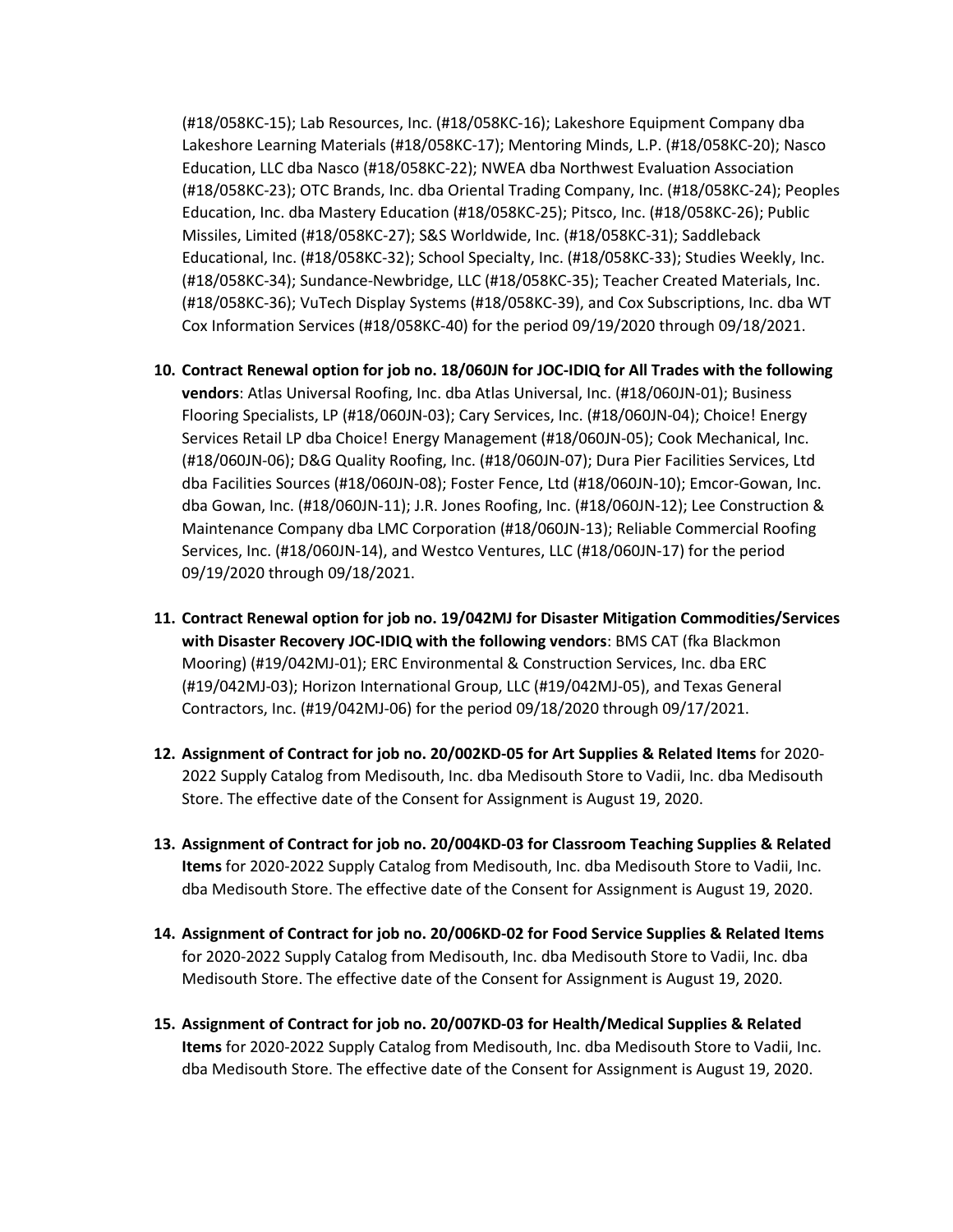(#18/058KC-15); Lab Resources, Inc. (#18/058KC-16); Lakeshore Equipment Company dba Lakeshore Learning Materials (#18/058KC-17); Mentoring Minds, L.P. (#18/058KC-20); Nasco Education, LLC dba Nasco (#18/058KC-22); NWEA dba Northwest Evaluation Association (#18/058KC-23); OTC Brands, Inc. dba Oriental Trading Company, Inc. (#18/058KC-24); Peoples Education, Inc. dba Mastery Education (#18/058KC-25); Pitsco, Inc. (#18/058KC-26); Public Missiles, Limited (#18/058KC-27); S&S Worldwide, Inc. (#18/058KC-31); Saddleback Educational, Inc. (#18/058KC-32); School Specialty, Inc. (#18/058KC-33); Studies Weekly, Inc. (#18/058KC-34); Sundance-Newbridge, LLC (#18/058KC-35); Teacher Created Materials, Inc. (#18/058KC-36); VuTech Display Systems (#18/058KC-39), and Cox Subscriptions, Inc. dba WT Cox Information Services (#18/058KC-40) for the period 09/19/2020 through 09/18/2021.

10. **Contract Renewal option for job no. 18/060JN for JOC-IDIQ for All Trades with the following vendors**: Atlas Universal Roofing, Inc. dba Atlas Universal, Inc. (#18/060JN-01); Business Flooring Specialists, LP (#18/060JN-03); Cary Services, Inc. (#18/060JN-04); Choice! Energy Services Retail LP dba Choice! Energy Management (#18/060JN-05); Cook Mechanical, Inc. (#18/060JN-06); D&G Quality Roofing, Inc. (#18/060JN-07); Dura Pier Facilities Services, Ltd dba Facilities Sources (#18/060JN-08); Foster Fence, Ltd (#18/060JN-10); Emcor-Gowan, Inc. dba Gowan, Inc. (#18/060JN-11); J.R. Jones Roofing, Inc. (#18/060JN-12); Lee Construction & Maintenance Company dba LMC Corporation (#18/060JN-13); Reliable Commercial Roofing Services, Inc. (#18/060JN-14), and Westco Ventures, LLC (#18/060JN-17) for the period 09/19/2020 through 09/18/2021.

11. **Contract Renewal option for job no. 19/042MJ for Disaster Mitigation Commodities/Services with Disaster Recovery JOC-IDIQ with the following vendors**: BMS CAT (fka Blackmon Mooring) (#19/042MJ-01); ERC Environmental & Construction Services, Inc. dba ERC (#19/042MJ-03); Horizon International Group, LLC (#19/042MJ-05), and Texas General Contractors, Inc. (#19/042MJ-06) for the period 09/18/2020 through 09/17/2021.

12. **Assignment of Contract for job no. 20/002KD-05 for Art Supplies & Related Items** for 2020-2022 Supply Catalog from Medisouth, Inc. dba Medisouth Store to Vadii, Inc. dba Medisouth Store. The effective date of the Consent for Assignment is August 19, 2020.

13. **Assignment of Contract for job no. 20/004KD-03 for Classroom Teaching Supplies & Related Items** for 2020-2022 Supply Catalog from Medisouth, Inc. dba Medisouth Store to Vadii, Inc. dba Medisouth Store. The effective date of the Consent for Assignment is August 19, 2020.

14. **Assignment of Contract for job no. 20/006KD-02 for Food Service Supplies & Related Items** for 2020-2022 Supply Catalog from Medisouth, Inc. dba Medisouth Store to Vadii, Inc. dba Medisouth Store. The effective date of the Consent for Assignment is August 19, 2020.

15. **Assignment of Contract for job no. 20/007KD-03 for Health/Medical Supplies & Related Items** for 2020-2022 Supply Catalog from Medisouth, Inc. dba Medisouth Store to Vadii, Inc. dba Medisouth Store. The effective date of the Consent for Assignment is August 19, 2020.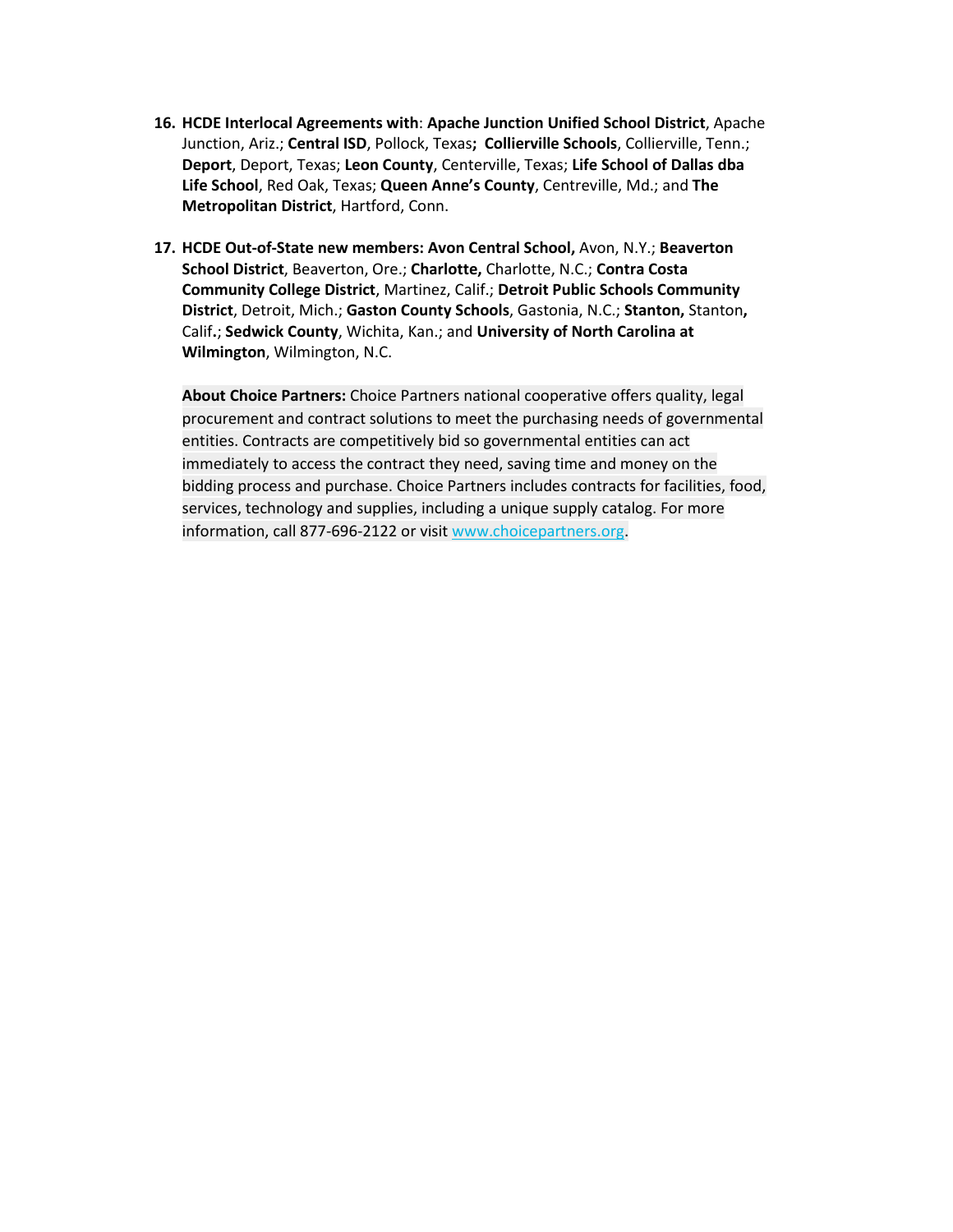16. **HCDE Interlocal Agreements with**: **Apache Junction Unified School District**, Apache Junction, Ariz.; **Central ISD**, Pollock, Texas**;** **Collierville Schools**, Collierville, Tenn.; **Deport**, Deport, Texas; **Leon County**, Centerville, Texas; **Life School of Dallas dba Life School**, Red Oak, Texas; **Queen Anne's County**, Centreville, Md.; and **The Metropolitan District**, Hartford, Conn.

17. **HCDE Out-of-State new members: Avon Central School,** Avon, N.Y.; **Beaverton School District**, Beaverton, Ore.; **Charlotte,** Charlotte, N.C.; **Contra Costa Community College District**, Martinez, Calif.; **Detroit Public Schools Community District**, Detroit, Mich.; **Gaston County Schools**, Gastonia, N.C.; **Stanton,** Stanton**,** Calif**.**; **Sedwick County**, Wichita, Kan.; and **University of North Carolina at Wilmington**, Wilmington, N.C.

**About Choice Partners:** Choice Partners national cooperative offers quality, legal procurement and contract solutions to meet the purchasing needs of governmental entities. Contracts are competitively bid so governmental entities can act immediately to access the contract they need, saving time and money on the bidding process and purchase. Choice Partners includes contracts for facilities, food, services, technology and supplies, including a unique supply catalog. For more information, call 877-696-2122 or visit [www.choicepartners.org](www.choicepartners.org).